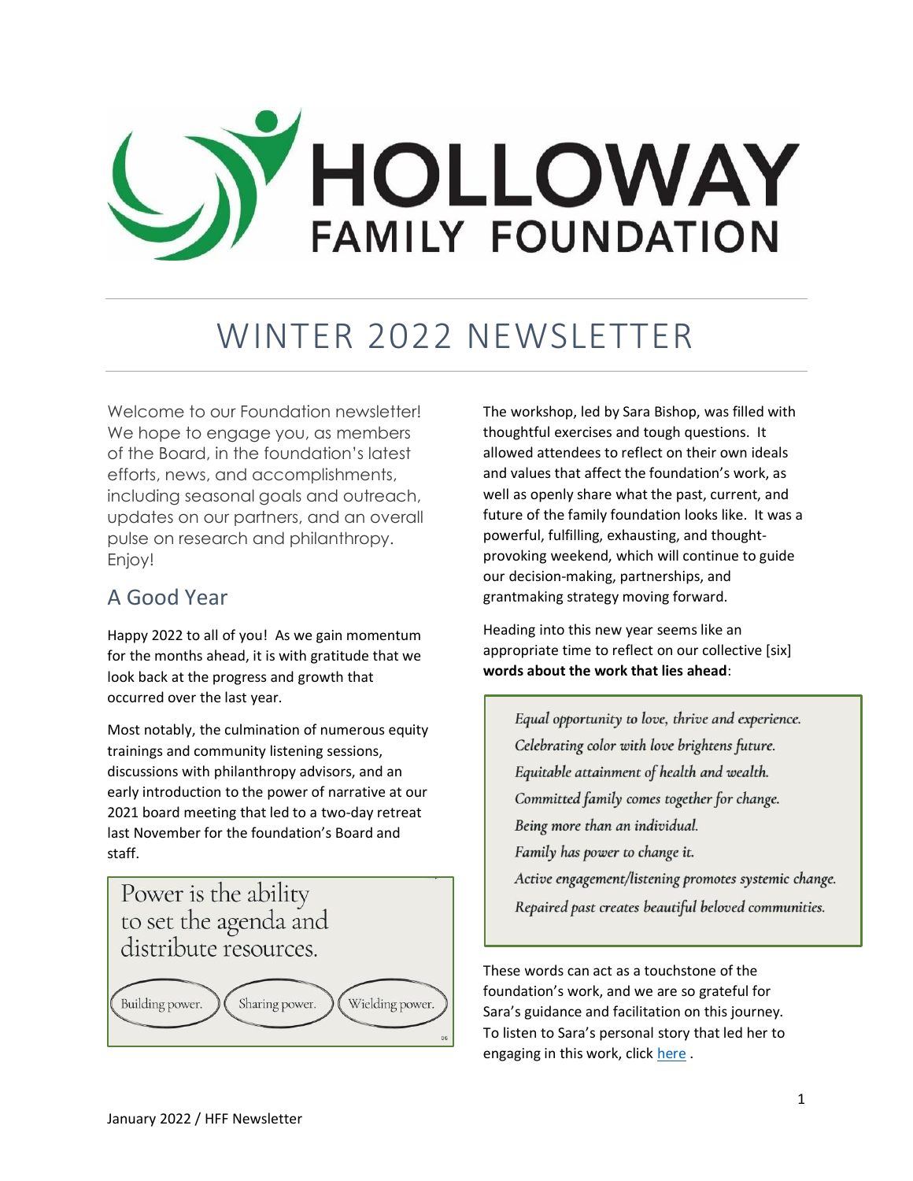# HOLLOWAY FAMILY FOUNDATION

# WINTER 2022 NEWSLETTER

Welcome to our Foundation newsletter! We hope to engage you, as members of the Board, in the foundation's latest efforts, news, and accomplishments, including seasonal goals and outreach, updates on our partners, and an overall pulse on research and philanthropy. Enjoy!

## A Good Year

Happy 2022 to all of you! As we gain momentum for the months ahead, it is with gratitude that we look back at the progress and growth that occurred over the last year.

Most notably, the culmination of numerous equity trainings and community listening sessions, discussions with philanthropy advisors, and an early introduction to the power of narrative at our 2021 board meeting that led to a two-day retreat last November for the foundation's Board and staff.

> Power is the ability to set the agenda and distribute resources.
>
> Building power. | Sharing power. | Wielding power.

The workshop, led by Sara Bishop, was filled with thoughtful exercises and tough questions. It allowed attendees to reflect on their own ideals and values that affect the foundation's work, as well as openly share what the past, current, and future of the family foundation looks like. It was a powerful, fulfilling, exhausting, and thought-provoking weekend, which will continue to guide our decision-making, partnerships, and grantmaking strategy moving forward.

Heading into this new year seems like an appropriate time to reflect on our collective [six] **words about the work that lies ahead**:

> *Equal opportunity to love, thrive and experience.*
> *Celebrating color with love brightens future.*
> *Equitable attainment of health and wealth.*
> *Committed family comes together for change.*
> *Being more than an individual.*
> *Family has power to change it.*
> *Active engagement/listening promotes systemic change.*
> *Repaired past creates beautiful beloved communities.*

These words can act as a touchstone of the foundation's work, and we are so grateful for Sara's guidance and facilitation on this journey. To listen to Sara's personal story that led her to engaging in this work, click here .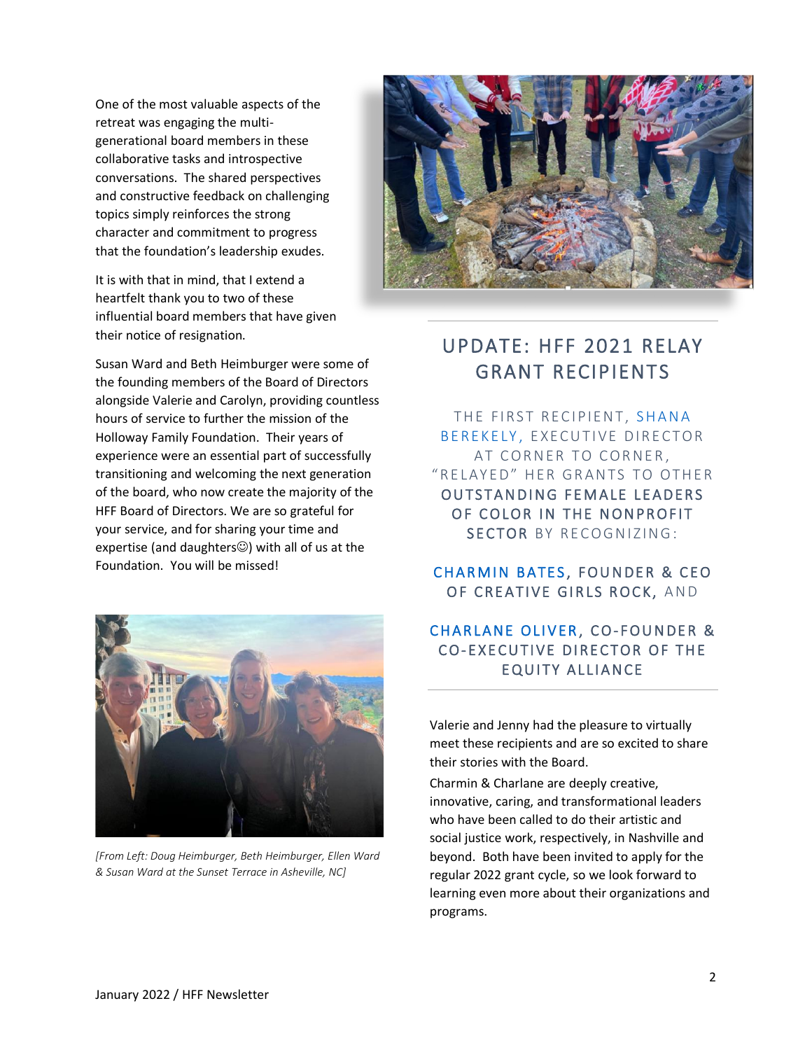One of the most valuable aspects of the retreat was engaging the multi-generational board members in these collaborative tasks and introspective conversations. The shared perspectives and constructive feedback on challenging topics simply reinforces the strong character and commitment to progress that the foundation's leadership exudes.

It is with that in mind, that I extend a heartfelt thank you to two of these influential board members that have given their notice of resignation.

Susan Ward and Beth Heimburger were some of the founding members of the Board of Directors alongside Valerie and Carolyn, providing countless hours of service to further the mission of the Holloway Family Foundation. Their years of experience were an essential part of successfully transitioning and welcoming the next generation of the board, who now create the majority of the HFF Board of Directors. We are so grateful for your service, and for sharing your time and expertise (and daughters☺) with all of us at the Foundation. You will be missed!

*[From Left: Doug Heimburger, Beth Heimburger, Ellen Ward & Susan Ward at the Sunset Terrace in Asheville, NC]*

## UPDATE: HFF 2021 RELAY GRANT RECIPIENTS

THE FIRST RECIPIENT, SHANA BEREKELY, EXECUTIVE DIRECTOR AT CORNER TO CORNER, "RELAYED" HER GRANTS TO OTHER **OUTSTANDING FEMALE LEADERS OF COLOR IN THE NONPROFIT SECTOR** BY RECOGNIZING:

**CHARMIN BATES, FOUNDER & CEO OF CREATIVE GIRLS ROCK,** AND

**CHARLANE OLIVER, CO-FOUNDER & CO-EXECUTIVE DIRECTOR OF THE EQUITY ALLIANCE**

Valerie and Jenny had the pleasure to virtually meet these recipients and are so excited to share their stories with the Board.

Charmin & Charlane are deeply creative, innovative, caring, and transformational leaders who have been called to do their artistic and social justice work, respectively, in Nashville and beyond. Both have been invited to apply for the regular 2022 grant cycle, so we look forward to learning even more about their organizations and programs.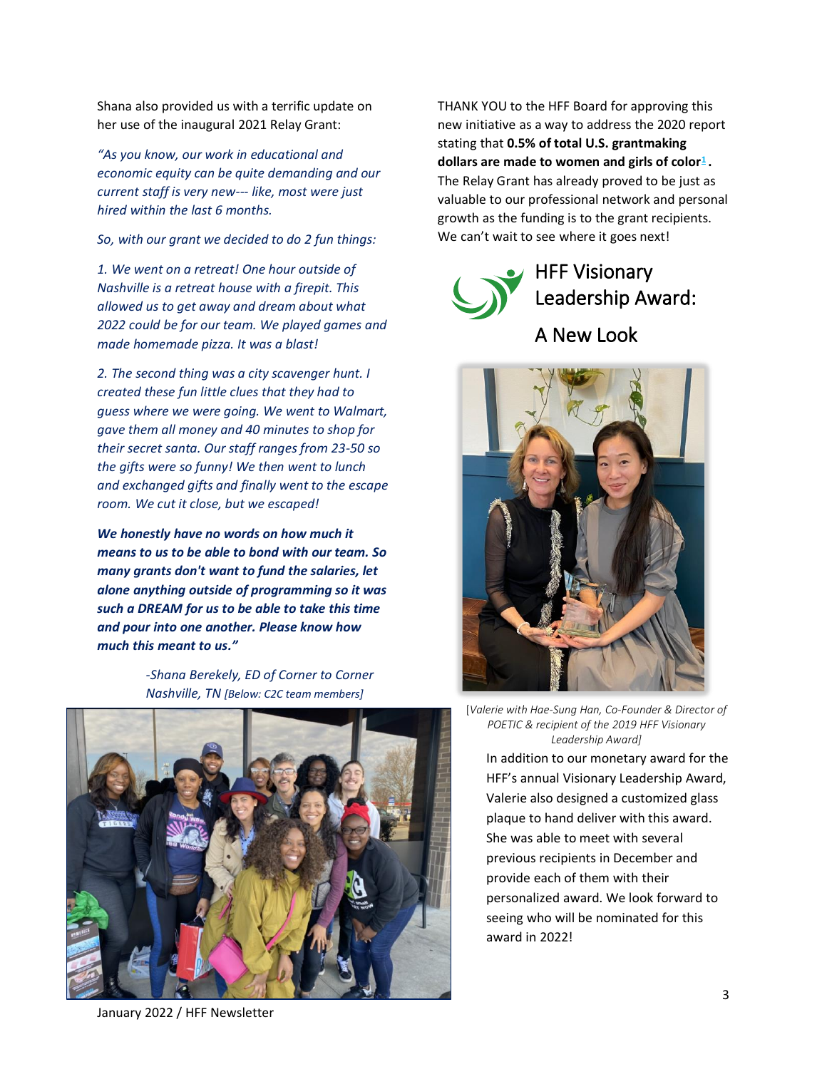Shana also provided us with a terrific update on her use of the inaugural 2021 Relay Grant:

*"As you know, our work in educational and economic equity can be quite demanding and our current staff is very new--- like, most were just hired within the last 6 months.*

*So, with our grant we decided to do 2 fun things:*

*1. We went on a retreat! One hour outside of Nashville is a retreat house with a firepit. This allowed us to get away and dream about what 2022 could be for our team. We played games and made homemade pizza. It was a blast!*

*2. The second thing was a city scavenger hunt. I created these fun little clues that they had to guess where we were going. We went to Walmart, gave them all money and 40 minutes to shop for their secret santa. Our staff ranges from 23-50 so the gifts were so funny! We then went to lunch and exchanged gifts and finally went to the escape room. We cut it close, but we escaped!*

***We honestly have no words on how much it means to us to be able to bond with our team. So many grants don't want to fund the salaries, let alone anything outside of programming so it was such a DREAM for us to be able to take this time and pour into one another. Please know how much this meant to us."***

*-Shana Berekely, ED of Corner to Corner Nashville, TN* [Below: C2C team members]

THANK YOU to the HFF Board for approving this new initiative as a way to address the 2020 report stating that **0.5% of total U.S. grantmaking dollars are made to women and girls of color[1].** The Relay Grant has already proved to be just as valuable to our professional network and personal growth as the funding is to the grant recipients. We can't wait to see where it goes next!

## HFF Visionary Leadership Award: A New Look

[*Valerie with Hae-Sung Han, Co-Founder & Director of POETIC & recipient of the 2019 HFF Visionary Leadership Award*]

In addition to our monetary award for the HFF's annual Visionary Leadership Award, Valerie also designed a customized glass plaque to hand deliver with this award. She was able to meet with several previous recipients in December and provide each of them with their personalized award. We look forward to seeing who will be nominated for this award in 2022!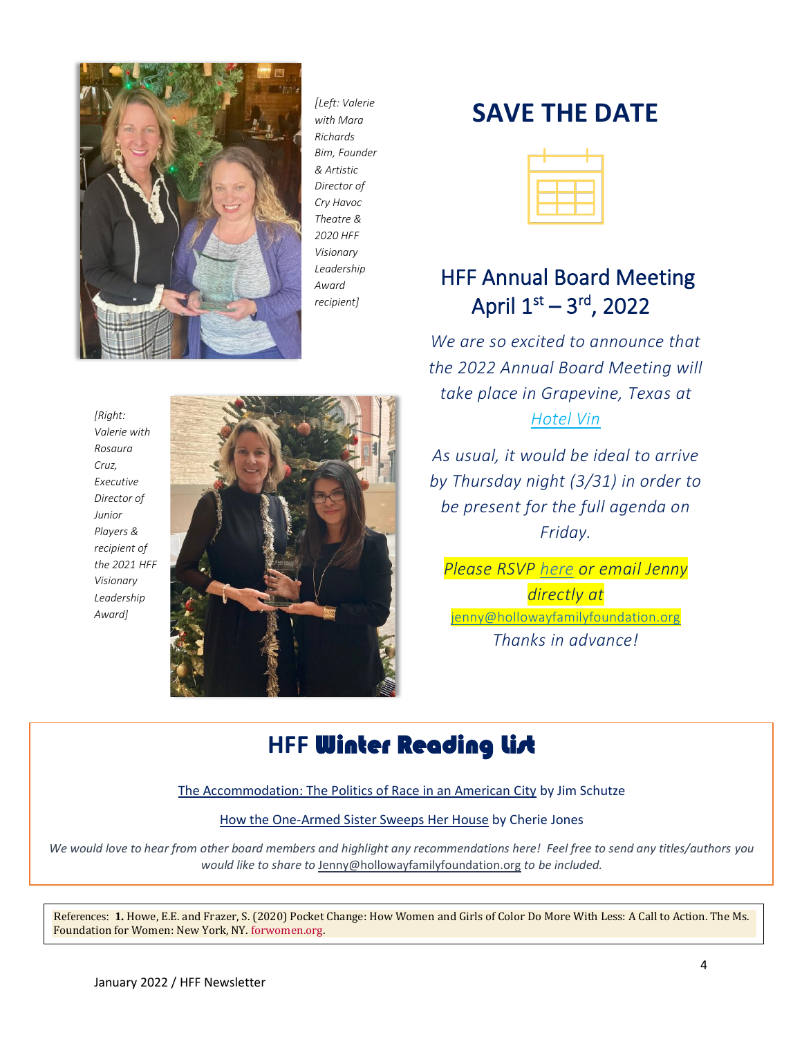*[Left: Valerie with Mara Richards Bim, Founder & Artistic Director of Cry Havoc Theatre & 2020 HFF Visionary Leadership Award recipient]*

*[Right: Valerie with Rosaura Cruz, Executive Director of Junior Players & recipient of the 2021 HFF Visionary Leadership Award]*

# SAVE THE DATE

## HFF Annual Board Meeting April 1st – 3rd, 2022

*We are so excited to announce that the 2022 Annual Board Meeting will take place in Grapevine, Texas at Hotel Vin*

*As usual, it would be ideal to arrive by Thursday night (3/31) in order to be present for the full agenda on Friday.*

*Please RSVP here or email Jenny directly at* jenny@hollowayfamilyfoundation.org
*Thanks in advance!*

## HFF Winter Reading List

The Accommodation: The Politics of Race in an American City by Jim Schutze

How the One-Armed Sister Sweeps Her House by Cherie Jones

*We would love to hear from other board members and highlight any recommendations here! Feel free to send any titles/authors you would like to share to* Jenny@hollowayfamilyfoundation.org *to be included.*

References: **1.** Howe, E.E. and Frazer, S. (2020) Pocket Change: How Women and Girls of Color Do More With Less: A Call to Action. The Ms. Foundation for Women: New York, NY. forwomen.org.